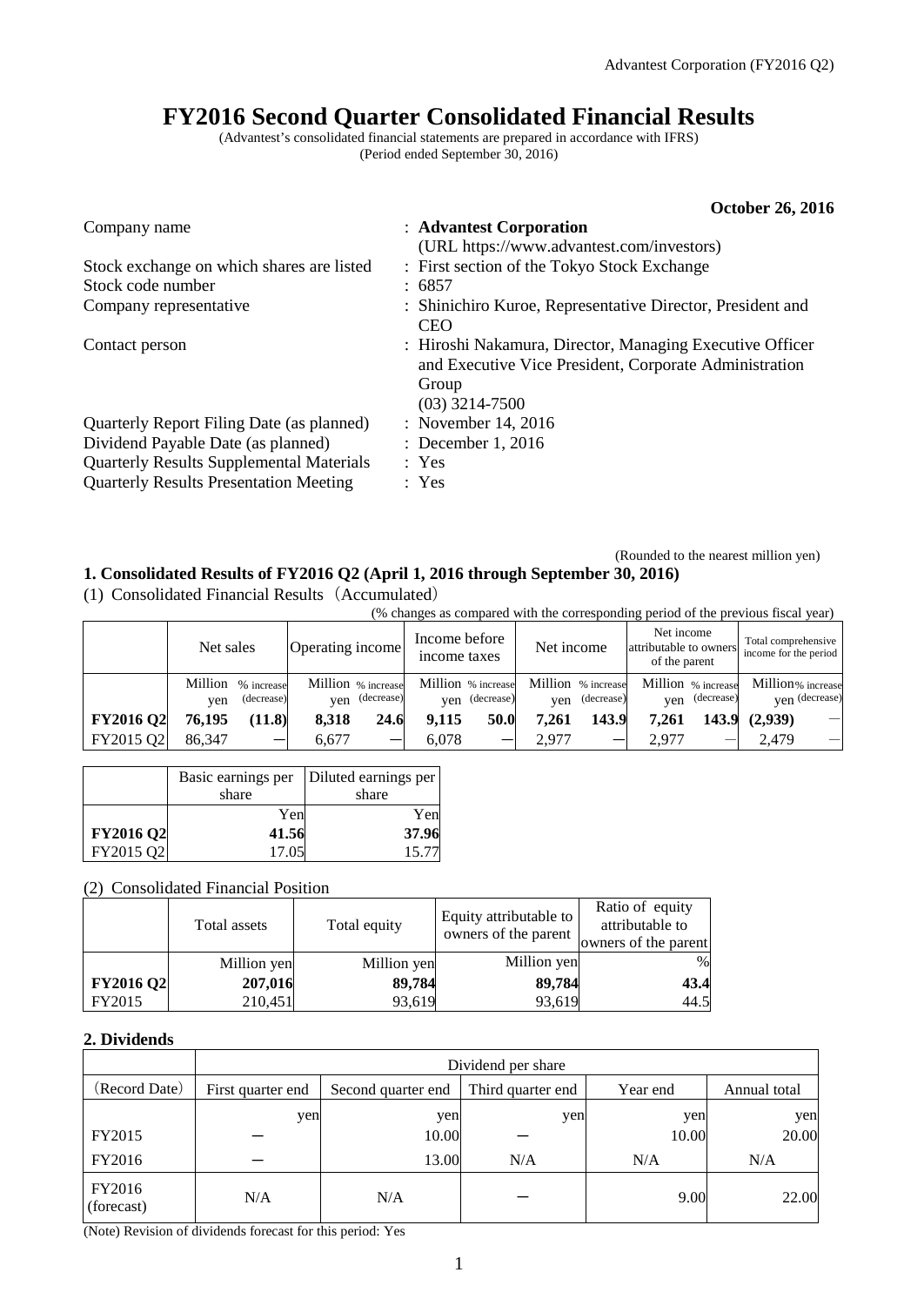# FY2016 Second Quarter Consolidated Financial Results

(Advantest's consolidated financial statements are prepared in accordance with IFRS)
(Period ended September 30, 2016)

**October 26, 2016**

| | |
|---|---|
| Company name | : **Advantest Corporation** (URL https://www.advantest.com/investors) |
| Stock exchange on which shares are listed | : First section of the Tokyo Stock Exchange |
| Stock code number | : 6857 |
| Company representative | : Shinichiro Kuroe, Representative Director, President and CEO |
| Contact person | : Hiroshi Nakamura, Director, Managing Executive Officer and Executive Vice President, Corporate Administration Group (03) 3214-7500 |
| Quarterly Report Filing Date (as planned) | : November 14, 2016 |
| Dividend Payable Date (as planned) | : December 1, 2016 |
| Quarterly Results Supplemental Materials | : Yes |
| Quarterly Results Presentation Meeting | : Yes |

(Rounded to the nearest million yen)

## 1. Consolidated Results of FY2016 Q2 (April 1, 2016 through September 30, 2016)

(1) Consolidated Financial Results（Accumulated）

(% changes as compared with the corresponding period of the previous fiscal year)

| | Net sales | | Operating income | | Income before income taxes | | Net income | | Net income attributable to owners of the parent | | Total comprehensive income for the period | |
|---|---|---|---|---|---|---|---|---|---|---|---|---|
| | Million yen | % increase (decrease) | Million yen | % increase (decrease) | Million yen | % increase (decrease) | Million yen | % increase (decrease) | Million yen | % increase (decrease) | Million yen | % increase (decrease) |
| **FY2016 Q2** | **76,195** | **(11.8)** | **8,318** | **24.6** | **9,115** | **50.0** | **7,261** | **143.9** | **7,261** | **143.9** | **(2,939)** | － |
| FY2015 Q2 | 86,347 | － | 6,677 | － | 6,078 | － | 2,977 | － | 2,977 | － | 2,479 | － |

| | Basic earnings per share | Diluted earnings per share |
|---|---|---|
| | Yen | Yen |
| **FY2016 Q2** | **41.56** | **37.96** |
| FY2015 Q2 | 17.05 | 15.77 |

(2) Consolidated Financial Position

| | Total assets | Total equity | Equity attributable to owners of the parent | Ratio of equity attributable to owners of the parent |
|---|---|---|---|---|
| | Million yen | Million yen | Million yen | % |
| **FY2016 Q2** | **207,016** | **89,784** | **89,784** | **43.4** |
| FY2015 | 210,451 | 93,619 | 93,619 | 44.5 |

## 2. Dividends

| | Dividend per share | | | | |
|---|---|---|---|---|---|
| (Record Date) | First quarter end | Second quarter end | Third quarter end | Year end | Annual total |
| | yen | yen | yen | yen | yen |
| FY2015 | － | 10.00 | － | 10.00 | 20.00 |
| FY2016 | － | 13.00 | N/A | N/A | N/A |
| FY2016 (forecast) | N/A | N/A | － | 9.00 | 22.00 |

(Note) Revision of dividends forecast for this period: Yes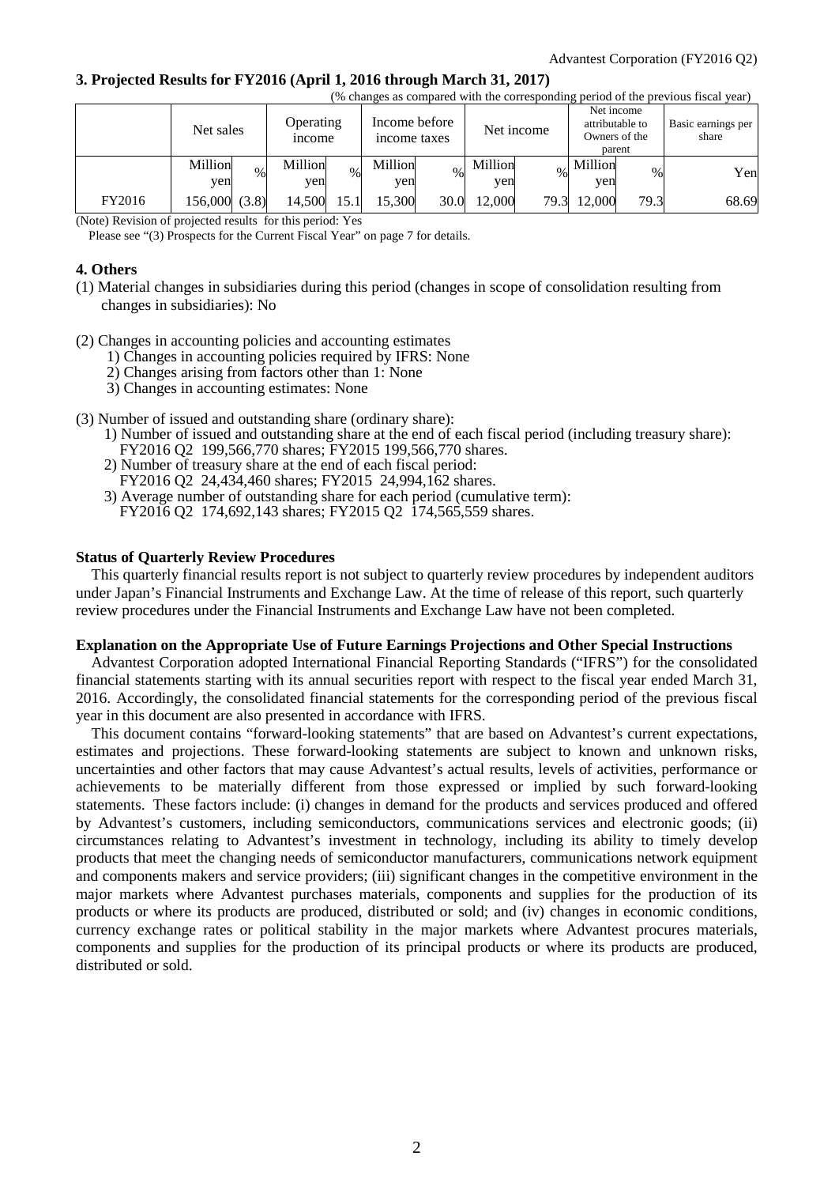### 3. Projected Results for FY2016 (April 1, 2016 through March 31, 2017)

(% changes as compared with the corresponding period of the previous fiscal year)

| | Net sales | | Operating income | | Income before income taxes | | Net income | | Net income attributable to Owners of the parent | | Basic earnings per share |
|---|---|---|---|---|---|---|---|---|---|---|---|
| | Million yen | % | Million yen | % | Million yen | % | Million yen | % | Million yen | % | Yen |
| FY2016 | 156,000 | (3.8) | 14,500 | 15.1 | 15,300 | 30.0 | 12,000 | 79.3 | 12,000 | 79.3 | 68.69 |

(Note) Revision of projected results for this period: Yes

Please see "(3) Prospects for the Current Fiscal Year" on page 7 for details.

### 4. Others

(1) Material changes in subsidiaries during this period (changes in scope of consolidation resulting from changes in subsidiaries): No

(2) Changes in accounting policies and accounting estimates
1) Changes in accounting policies required by IFRS: None
2) Changes arising from factors other than 1: None
3) Changes in accounting estimates: None

(3) Number of issued and outstanding share (ordinary share):
1) Number of issued and outstanding share at the end of each fiscal period (including treasury share): FY2016 Q2 199,566,770 shares; FY2015 199,566,770 shares.
2) Number of treasury share at the end of each fiscal period: FY2016 Q2 24,434,460 shares; FY2015 24,994,162 shares.
3) Average number of outstanding share for each period (cumulative term): FY2016 Q2 174,692,143 shares; FY2015 Q2 174,565,559 shares.

**Status of Quarterly Review Procedures**

This quarterly financial results report is not subject to quarterly review procedures by independent auditors under Japan's Financial Instruments and Exchange Law. At the time of release of this report, such quarterly review procedures under the Financial Instruments and Exchange Law have not been completed.

**Explanation on the Appropriate Use of Future Earnings Projections and Other Special Instructions**

Advantest Corporation adopted International Financial Reporting Standards ("IFRS") for the consolidated financial statements starting with its annual securities report with respect to the fiscal year ended March 31, 2016. Accordingly, the consolidated financial statements for the corresponding period of the previous fiscal year in this document are also presented in accordance with IFRS.

This document contains "forward-looking statements" that are based on Advantest's current expectations, estimates and projections. These forward-looking statements are subject to known and unknown risks, uncertainties and other factors that may cause Advantest's actual results, levels of activities, performance or achievements to be materially different from those expressed or implied by such forward-looking statements. These factors include: (i) changes in demand for the products and services produced and offered by Advantest's customers, including semiconductors, communications services and electronic goods; (ii) circumstances relating to Advantest's investment in technology, including its ability to timely develop products that meet the changing needs of semiconductor manufacturers, communications network equipment and components makers and service providers; (iii) significant changes in the competitive environment in the major markets where Advantest purchases materials, components and supplies for the production of its products or where its products are produced, distributed or sold; and (iv) changes in economic conditions, currency exchange rates or political stability in the major markets where Advantest procures materials, components and supplies for the production of its principal products or where its products are produced, distributed or sold.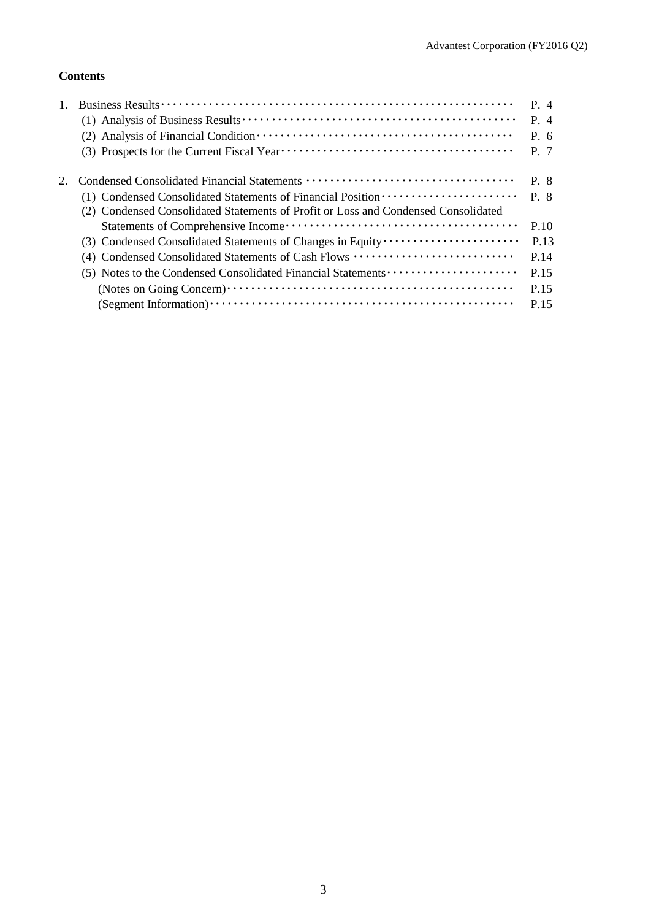**Contents**

1. Business Results ･････････････････････････････････････････････････････････ P. 4
   - (1) Analysis of Business Results ･････････････････････････････････････････････ P. 4
   - (2) Analysis of Financial Condition ･･･････････････････････････････････････････ P. 6
   - (3) Prospects for the Current Fiscal Year ･･･････････････････････････････････････ P. 7

2. Condensed Consolidated Financial Statements ･･･････････････････････････････････ P. 8
   - (1) Condensed Consolidated Statements of Financial Position ･･･････････････････････ P. 8
   - (2) Condensed Consolidated Statements of Profit or Loss and Condensed Consolidated Statements of Comprehensive Income ･･･････････････････････････････････････ P.10
   - (3) Condensed Consolidated Statements of Changes in Equity ･･････････････････････ P.13
   - (4) Condensed Consolidated Statements of Cash Flows ･･･････････････････････････ P.14
   - (5) Notes to the Condensed Consolidated Financial Statements ･････････････････････ P.15
     - (Notes on Going Concern) ･･････････････････････････････････････････････････ P.15
     - (Segment Information) ･････････････････････････････････････････････････････ P.15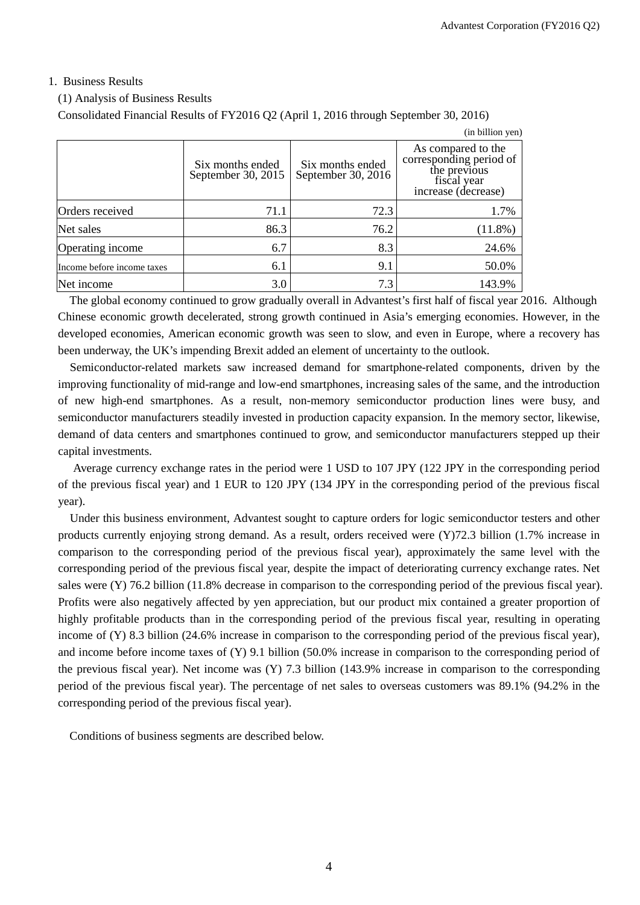1. Business Results

(1) Analysis of Business Results

Consolidated Financial Results of FY2016 Q2 (April 1, 2016 through September 30, 2016)

(in billion yen)

| | Six months ended September 30, 2015 | Six months ended September 30, 2016 | As compared to the corresponding period of the previous fiscal year increase (decrease) |
|---|---|---|---|
| Orders received | 71.1 | 72.3 | 1.7% |
| Net sales | 86.3 | 76.2 | (11.8%) |
| Operating income | 6.7 | 8.3 | 24.6% |
| Income before income taxes | 6.1 | 9.1 | 50.0% |
| Net income | 3.0 | 7.3 | 143.9% |

The global economy continued to grow gradually overall in Advantest's first half of fiscal year 2016. Although Chinese economic growth decelerated, strong growth continued in Asia's emerging economies. However, in the developed economies, American economic growth was seen to slow, and even in Europe, where a recovery has been underway, the UK's impending Brexit added an element of uncertainty to the outlook.

Semiconductor-related markets saw increased demand for smartphone-related components, driven by the improving functionality of mid-range and low-end smartphones, increasing sales of the same, and the introduction of new high-end smartphones. As a result, non-memory semiconductor production lines were busy, and semiconductor manufacturers steadily invested in production capacity expansion. In the memory sector, likewise, demand of data centers and smartphones continued to grow, and semiconductor manufacturers stepped up their capital investments.

Average currency exchange rates in the period were 1 USD to 107 JPY (122 JPY in the corresponding period of the previous fiscal year) and 1 EUR to 120 JPY (134 JPY in the corresponding period of the previous fiscal year).

Under this business environment, Advantest sought to capture orders for logic semiconductor testers and other products currently enjoying strong demand. As a result, orders received were (Y)72.3 billion (1.7% increase in comparison to the corresponding period of the previous fiscal year), approximately the same level with the corresponding period of the previous fiscal year, despite the impact of deteriorating currency exchange rates. Net sales were (Y) 76.2 billion (11.8% decrease in comparison to the corresponding period of the previous fiscal year). Profits were also negatively affected by yen appreciation, but our product mix contained a greater proportion of highly profitable products than in the corresponding period of the previous fiscal year, resulting in operating income of (Y) 8.3 billion (24.6% increase in comparison to the corresponding period of the previous fiscal year), and income before income taxes of (Y) 9.1 billion (50.0% increase in comparison to the corresponding period of the previous fiscal year). Net income was (Y) 7.3 billion (143.9% increase in comparison to the corresponding period of the previous fiscal year). The percentage of net sales to overseas customers was 89.1% (94.2% in the corresponding period of the previous fiscal year).

Conditions of business segments are described below.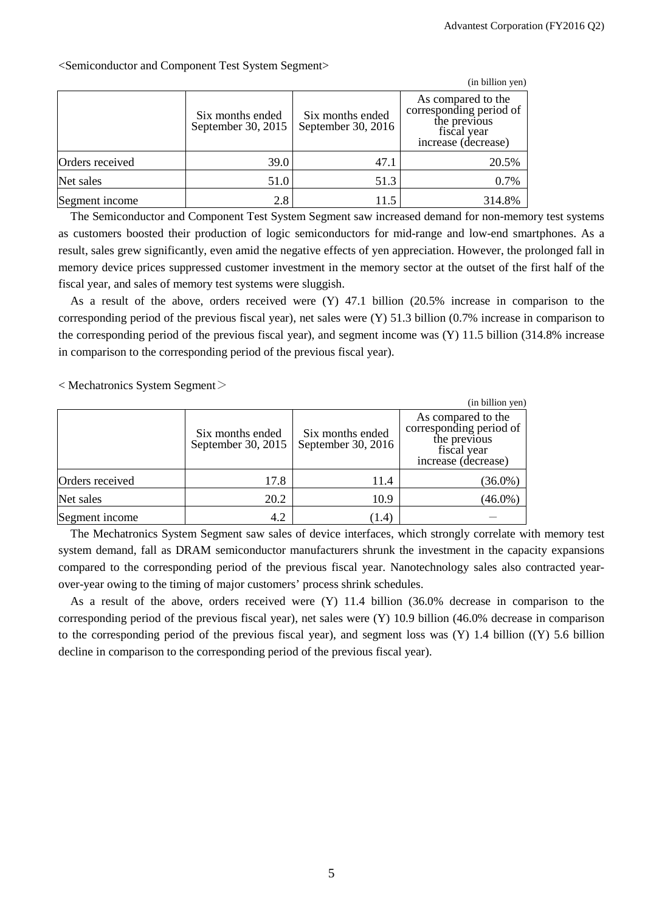<Semiconductor and Component Test System Segment>

(in billion yen)

| | Six months ended September 30, 2015 | Six months ended September 30, 2016 | As compared to the corresponding period of the previous fiscal year increase (decrease) |
|---|---|---|---|
| Orders received | 39.0 | 47.1 | 20.5% |
| Net sales | 51.0 | 51.3 | 0.7% |
| Segment income | 2.8 | 11.5 | 314.8% |

The Semiconductor and Component Test System Segment saw increased demand for non-memory test systems as customers boosted their production of logic semiconductors for mid-range and low-end smartphones. As a result, sales grew significantly, even amid the negative effects of yen appreciation. However, the prolonged fall in memory device prices suppressed customer investment in the memory sector at the outset of the first half of the fiscal year, and sales of memory test systems were sluggish.

As a result of the above, orders received were (Y) 47.1 billion (20.5% increase in comparison to the corresponding period of the previous fiscal year), net sales were (Y) 51.3 billion (0.7% increase in comparison to the corresponding period of the previous fiscal year), and segment income was (Y) 11.5 billion (314.8% increase in comparison to the corresponding period of the previous fiscal year).

< Mechatronics System Segment＞

(in billion yen)

| | Six months ended September 30, 2015 | Six months ended September 30, 2016 | As compared to the corresponding period of the previous fiscal year increase (decrease) |
|---|---|---|---|
| Orders received | 17.8 | 11.4 | (36.0%) |
| Net sales | 20.2 | 10.9 | (46.0%) |
| Segment income | 4.2 | (1.4) | － |

The Mechatronics System Segment saw sales of device interfaces, which strongly correlate with memory test system demand, fall as DRAM semiconductor manufacturers shrunk the investment in the capacity expansions compared to the corresponding period of the previous fiscal year. Nanotechnology sales also contracted year-over-year owing to the timing of major customers' process shrink schedules.

As a result of the above, orders received were (Y) 11.4 billion (36.0% decrease in comparison to the corresponding period of the previous fiscal year), net sales were (Y) 10.9 billion (46.0% decrease in comparison to the corresponding period of the previous fiscal year), and segment loss was (Y) 1.4 billion ((Y) 5.6 billion decline in comparison to the corresponding period of the previous fiscal year).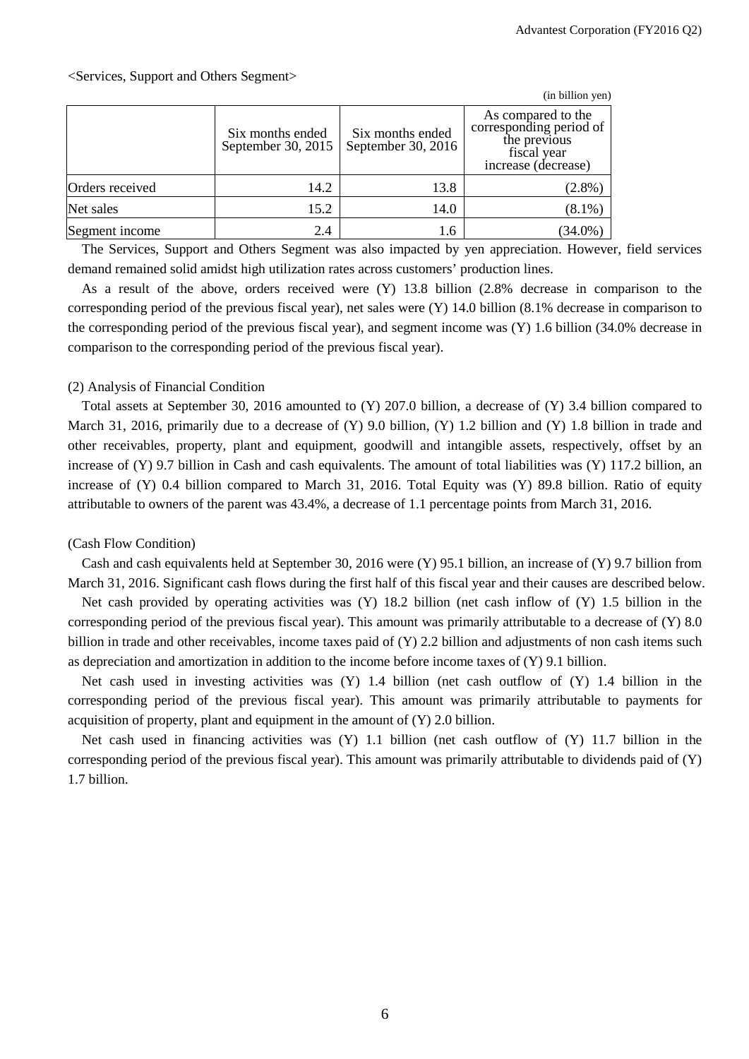<Services, Support and Others Segment>

(in billion yen)

| | Six months ended September 30, 2015 | Six months ended September 30, 2016 | As compared to the corresponding period of the previous fiscal year increase (decrease) |
|---|---|---|---|
| Orders received | 14.2 | 13.8 | (2.8%) |
| Net sales | 15.2 | 14.0 | (8.1%) |
| Segment income | 2.4 | 1.6 | (34.0%) |

The Services, Support and Others Segment was also impacted by yen appreciation. However, field services demand remained solid amidst high utilization rates across customers' production lines.

As a result of the above, orders received were (Y) 13.8 billion (2.8% decrease in comparison to the corresponding period of the previous fiscal year), net sales were (Y) 14.0 billion (8.1% decrease in comparison to the corresponding period of the previous fiscal year), and segment income was (Y) 1.6 billion (34.0% decrease in comparison to the corresponding period of the previous fiscal year).

(2) Analysis of Financial Condition

Total assets at September 30, 2016 amounted to (Y) 207.0 billion, a decrease of (Y) 3.4 billion compared to March 31, 2016, primarily due to a decrease of (Y) 9.0 billion, (Y) 1.2 billion and (Y) 1.8 billion in trade and other receivables, property, plant and equipment, goodwill and intangible assets, respectively, offset by an increase of (Y) 9.7 billion in Cash and cash equivalents. The amount of total liabilities was (Y) 117.2 billion, an increase of (Y) 0.4 billion compared to March 31, 2016. Total Equity was (Y) 89.8 billion. Ratio of equity attributable to owners of the parent was 43.4%, a decrease of 1.1 percentage points from March 31, 2016.

(Cash Flow Condition)

Cash and cash equivalents held at September 30, 2016 were (Y) 95.1 billion, an increase of (Y) 9.7 billion from March 31, 2016. Significant cash flows during the first half of this fiscal year and their causes are described below.

Net cash provided by operating activities was (Y) 18.2 billion (net cash inflow of (Y) 1.5 billion in the corresponding period of the previous fiscal year). This amount was primarily attributable to a decrease of (Y) 8.0 billion in trade and other receivables, income taxes paid of (Y) 2.2 billion and adjustments of non cash items such as depreciation and amortization in addition to the income before income taxes of (Y) 9.1 billion.

Net cash used in investing activities was (Y) 1.4 billion (net cash outflow of (Y) 1.4 billion in the corresponding period of the previous fiscal year). This amount was primarily attributable to payments for acquisition of property, plant and equipment in the amount of (Y) 2.0 billion.

Net cash used in financing activities was (Y) 1.1 billion (net cash outflow of (Y) 11.7 billion in the corresponding period of the previous fiscal year). This amount was primarily attributable to dividends paid of (Y) 1.7 billion.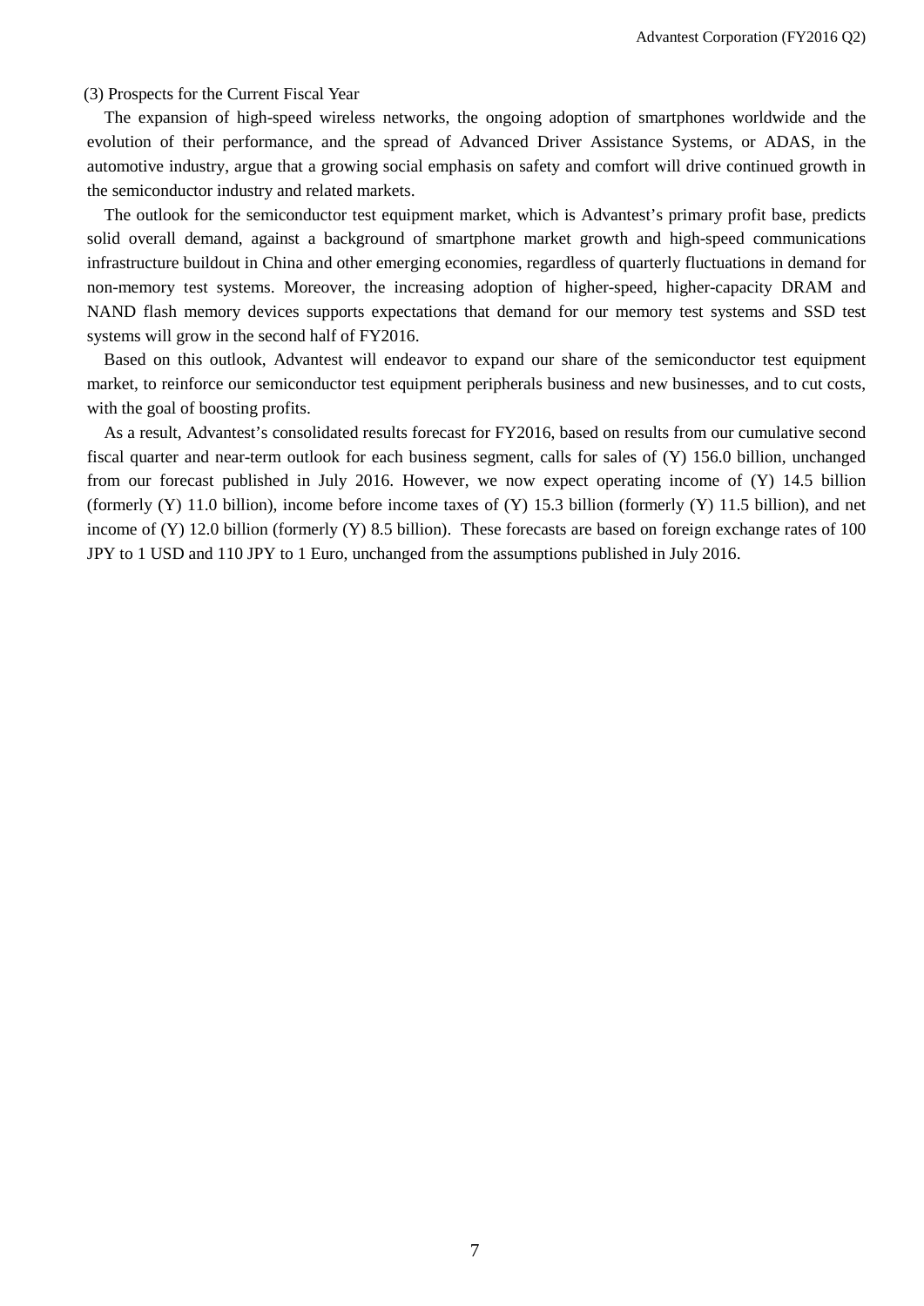### (3) Prospects for the Current Fiscal Year

The expansion of high-speed wireless networks, the ongoing adoption of smartphones worldwide and the evolution of their performance, and the spread of Advanced Driver Assistance Systems, or ADAS, in the automotive industry, argue that a growing social emphasis on safety and comfort will drive continued growth in the semiconductor industry and related markets.

The outlook for the semiconductor test equipment market, which is Advantest's primary profit base, predicts solid overall demand, against a background of smartphone market growth and high-speed communications infrastructure buildout in China and other emerging economies, regardless of quarterly fluctuations in demand for non-memory test systems. Moreover, the increasing adoption of higher-speed, higher-capacity DRAM and NAND flash memory devices supports expectations that demand for our memory test systems and SSD test systems will grow in the second half of FY2016.

Based on this outlook, Advantest will endeavor to expand our share of the semiconductor test equipment market, to reinforce our semiconductor test equipment peripherals business and new businesses, and to cut costs, with the goal of boosting profits.

As a result, Advantest's consolidated results forecast for FY2016, based on results from our cumulative second fiscal quarter and near-term outlook for each business segment, calls for sales of (Y) 156.0 billion, unchanged from our forecast published in July 2016. However, we now expect operating income of (Y) 14.5 billion (formerly (Y) 11.0 billion), income before income taxes of (Y) 15.3 billion (formerly (Y) 11.5 billion), and net income of (Y) 12.0 billion (formerly (Y) 8.5 billion). These forecasts are based on foreign exchange rates of 100 JPY to 1 USD and 110 JPY to 1 Euro, unchanged from the assumptions published in July 2016.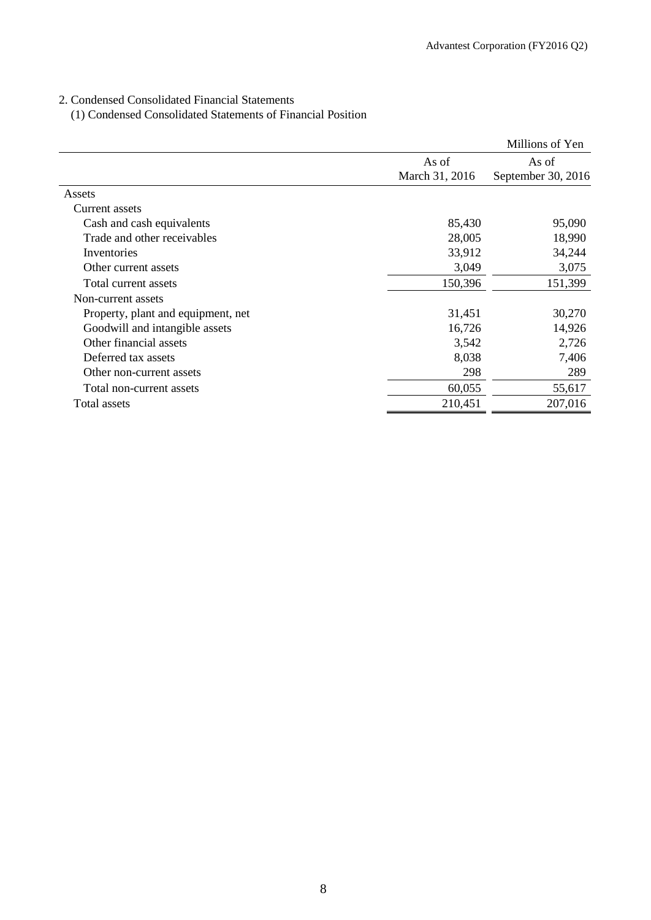2. Condensed Consolidated Financial Statements

(1) Condensed Consolidated Statements of Financial Position

| | | Millions of Yen |
|---|---|---|
| | As of March 31, 2016 | As of September 30, 2016 |
| Assets | | |
| Current assets | | |
| Cash and cash equivalents | 85,430 | 95,090 |
| Trade and other receivables | 28,005 | 18,990 |
| Inventories | 33,912 | 34,244 |
| Other current assets | 3,049 | 3,075 |
| Total current assets | 150,396 | 151,399 |
| Non-current assets | | |
| Property, plant and equipment, net | 31,451 | 30,270 |
| Goodwill and intangible assets | 16,726 | 14,926 |
| Other financial assets | 3,542 | 2,726 |
| Deferred tax assets | 8,038 | 7,406 |
| Other non-current assets | 298 | 289 |
| Total non-current assets | 60,055 | 55,617 |
| Total assets | 210,451 | 207,016 |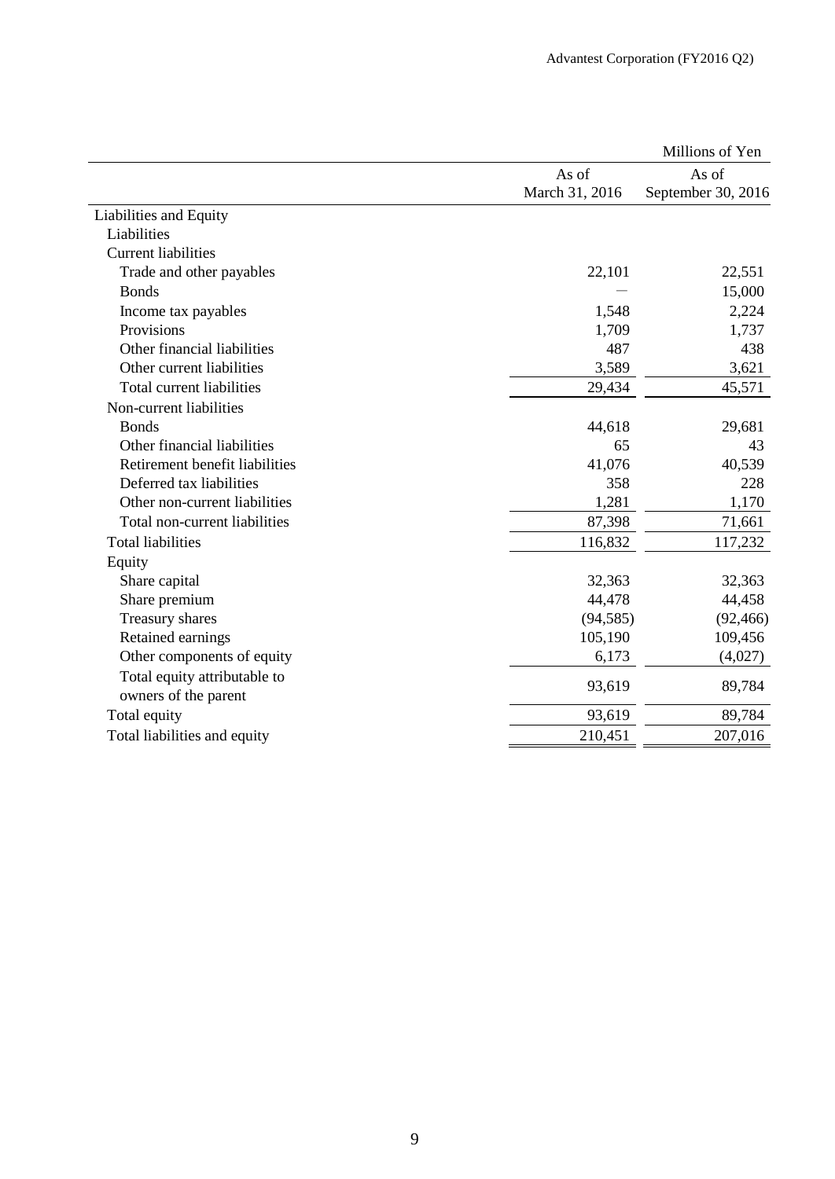Millions of Yen

| | As of March 31, 2016 | As of September 30, 2016 |
|---|---|---|
| Liabilities and Equity | | |
| Liabilities | | |
| Current liabilities | | |
| Trade and other payables | 22,101 | 22,551 |
| Bonds | — | 15,000 |
| Income tax payables | 1,548 | 2,224 |
| Provisions | 1,709 | 1,737 |
| Other financial liabilities | 487 | 438 |
| Other current liabilities | 3,589 | 3,621 |
| Total current liabilities | 29,434 | 45,571 |
| Non-current liabilities | | |
| Bonds | 44,618 | 29,681 |
| Other financial liabilities | 65 | 43 |
| Retirement benefit liabilities | 41,076 | 40,539 |
| Deferred tax liabilities | 358 | 228 |
| Other non-current liabilities | 1,281 | 1,170 |
| Total non-current liabilities | 87,398 | 71,661 |
| Total liabilities | 116,832 | 117,232 |
| Equity | | |
| Share capital | 32,363 | 32,363 |
| Share premium | 44,478 | 44,458 |
| Treasury shares | (94,585) | (92,466) |
| Retained earnings | 105,190 | 109,456 |
| Other components of equity | 6,173 | (4,027) |
| Total equity attributable to owners of the parent | 93,619 | 89,784 |
| Total equity | 93,619 | 89,784 |
| Total liabilities and equity | 210,451 | 207,016 |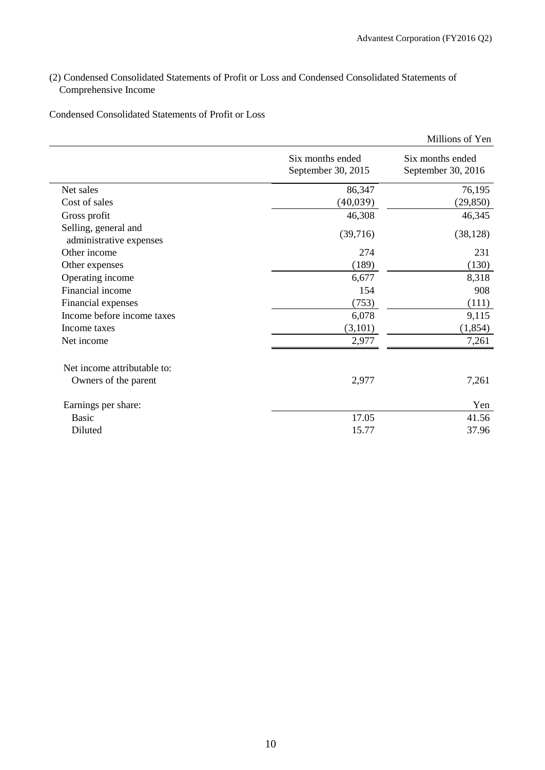(2) Condensed Consolidated Statements of Profit or Loss and Condensed Consolidated Statements of Comprehensive Income

Condensed Consolidated Statements of Profit or Loss

Millions of Yen

| | Six months ended September 30, 2015 | Six months ended September 30, 2016 |
|---|---|---|
| Net sales | 86,347 | 76,195 |
| Cost of sales | (40,039) | (29,850) |
| Gross profit | 46,308 | 46,345 |
| Selling, general and administrative expenses | (39,716) | (38,128) |
| Other income | 274 | 231 |
| Other expenses | (189) | (130) |
| Operating income | 6,677 | 8,318 |
| Financial income | 154 | 908 |
| Financial expenses | (753) | (111) |
| Income before income taxes | 6,078 | 9,115 |
| Income taxes | (3,101) | (1,854) |
| Net income | 2,977 | 7,261 |
| Net income attributable to: | | |
| Owners of the parent | 2,977 | 7,261 |
| Earnings per share: | | Yen |
| Basic | 17.05 | 41.56 |
| Diluted | 15.77 | 37.96 |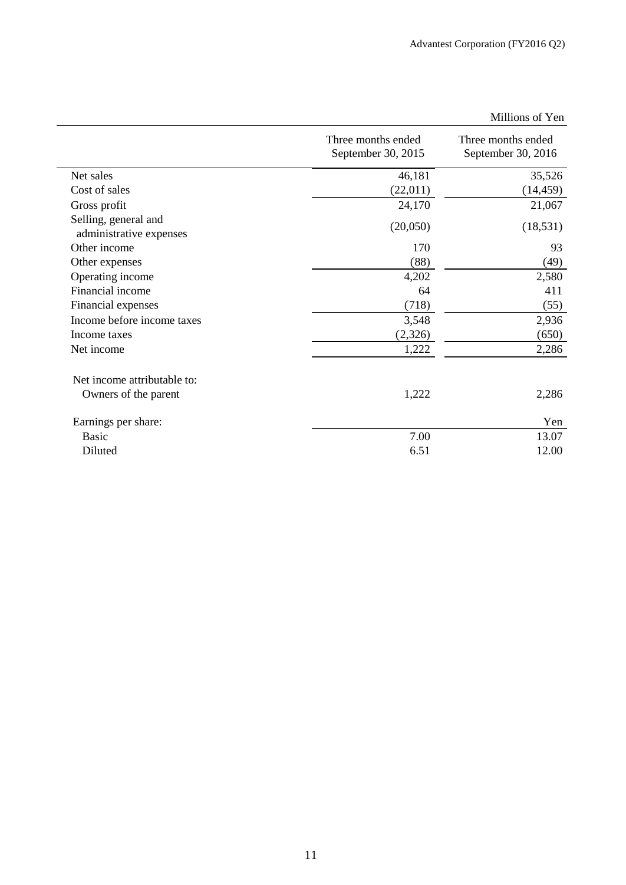Millions of Yen

| | Three months ended September 30, 2015 | Three months ended September 30, 2016 |
|---|---|---|
| Net sales | 46,181 | 35,526 |
| Cost of sales | (22,011) | (14,459) |
| Gross profit | 24,170 | 21,067 |
| Selling, general and administrative expenses | (20,050) | (18,531) |
| Other income | 170 | 93 |
| Other expenses | (88) | (49) |
| Operating income | 4,202 | 2,580 |
| Financial income | 64 | 411 |
| Financial expenses | (718) | (55) |
| Income before income taxes | 3,548 | 2,936 |
| Income taxes | (2,326) | (650) |
| Net income | 1,222 | 2,286 |
| Net income attributable to: | | |
| Owners of the parent | 1,222 | 2,286 |
| Earnings per share: | | Yen |
| Basic | 7.00 | 13.07 |
| Diluted | 6.51 | 12.00 |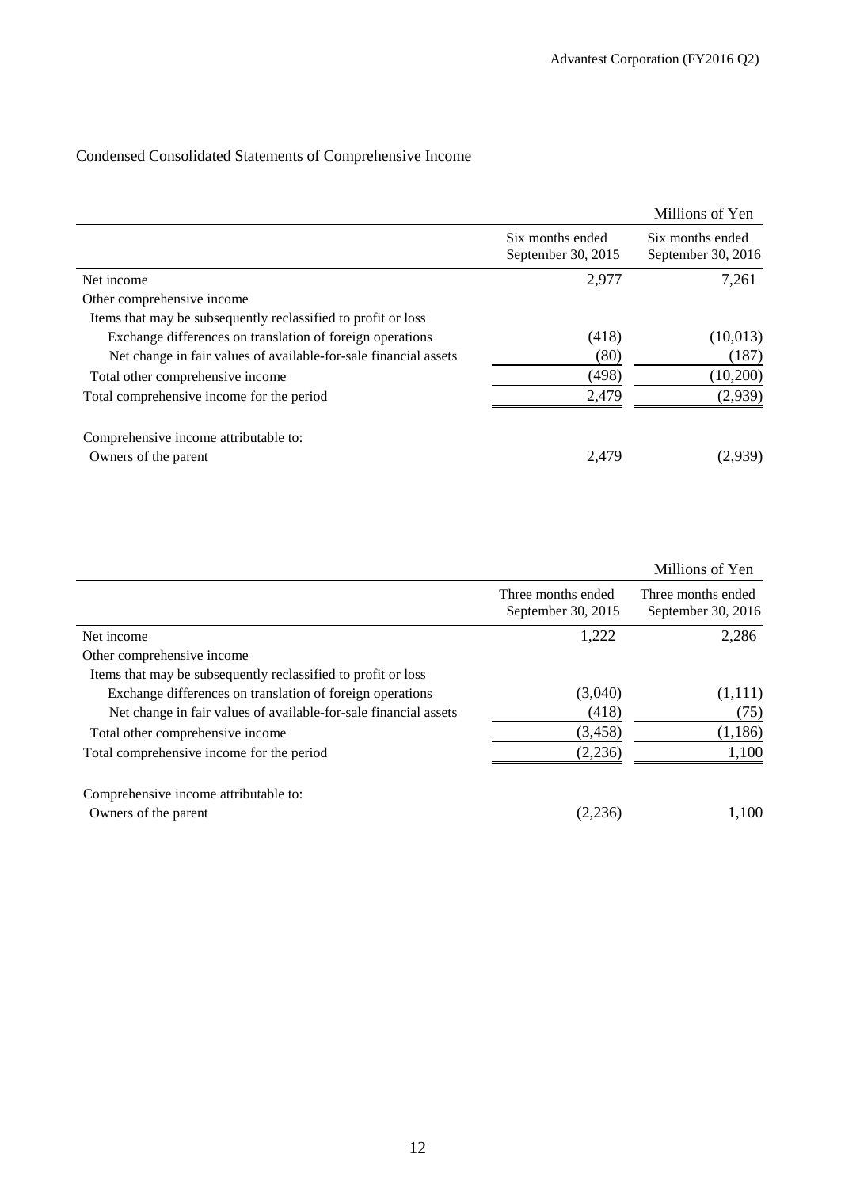## Condensed Consolidated Statements of Comprehensive Income

| | Six months ended September 30, 2015 | Six months ended September 30, 2016 |
|---|---|---|
| | Millions of Yen | |
| Net income | 2,977 | 7,261 |
| Other comprehensive income | | |
| Items that may be subsequently reclassified to profit or loss | | |
| Exchange differences on translation of foreign operations | (418) | (10,013) |
| Net change in fair values of available-for-sale financial assets | (80) | (187) |
| Total other comprehensive income | (498) | (10,200) |
| Total comprehensive income for the period | 2,479 | (2,939) |
| Comprehensive income attributable to: | | |
| Owners of the parent | 2,479 | (2,939) |

| | Three months ended September 30, 2015 | Three months ended September 30, 2016 |
|---|---|---|
| | Millions of Yen | |
| Net income | 1,222 | 2,286 |
| Other comprehensive income | | |
| Items that may be subsequently reclassified to profit or loss | | |
| Exchange differences on translation of foreign operations | (3,040) | (1,111) |
| Net change in fair values of available-for-sale financial assets | (418) | (75) |
| Total other comprehensive income | (3,458) | (1,186) |
| Total comprehensive income for the period | (2,236) | 1,100 |
| Comprehensive income attributable to: | | |
| Owners of the parent | (2,236) | 1,100 |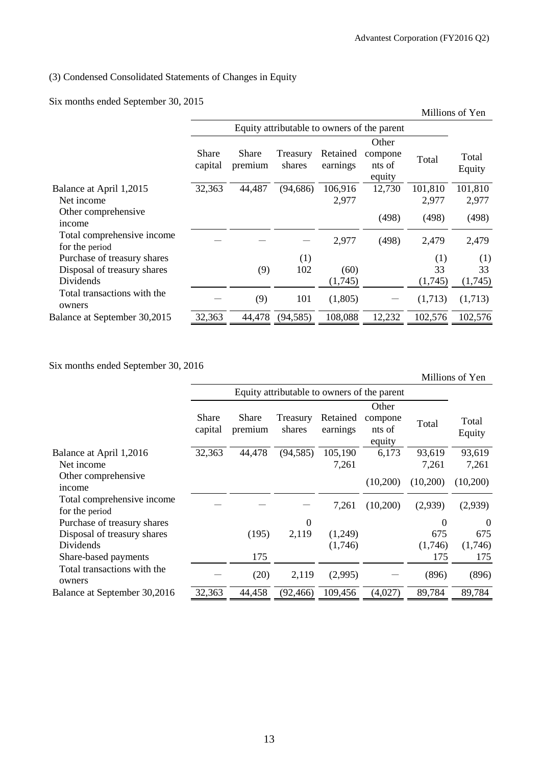### (3) Condensed Consolidated Statements of Changes in Equity

Six months ended September 30, 2015

Millions of Yen

| | Equity attributable to owners of the parent | | | | | | |
|---|---|---|---|---|---|---|---|
| | Share capital | Share premium | Treasury shares | Retained earnings | Other components of equity | Total | Total Equity |
| Balance at April 1,2015 | 32,363 | 44,487 | (94,686) | 106,916 | 12,730 | 101,810 | 101,810 |
| Net income | | | | 2,977 | | 2,977 | 2,977 |
| Other comprehensive income | | | | | (498) | (498) | (498) |
| Total comprehensive income for the period | — | — | — | 2,977 | (498) | 2,479 | 2,479 |
| Purchase of treasury shares | | | (1) | | | (1) | (1) |
| Disposal of treasury shares | | (9) | 102 | (60) | | 33 | 33 |
| Dividends | | | | (1,745) | | (1,745) | (1,745) |
| Total transactions with the owners | — | (9) | 101 | (1,805) | — | (1,713) | (1,713) |
| Balance at September 30,2015 | 32,363 | 44,478 | (94,585) | 108,088 | 12,232 | 102,576 | 102,576 |

Six months ended September 30, 2016

Millions of Yen

| | Equity attributable to owners of the parent | | | | | | |
|---|---|---|---|---|---|---|---|
| | Share capital | Share premium | Treasury shares | Retained earnings | Other components of equity | Total | Total Equity |
| Balance at April 1,2016 | 32,363 | 44,478 | (94,585) | 105,190 | 6,173 | 93,619 | 93,619 |
| Net income | | | | 7,261 | | 7,261 | 7,261 |
| Other comprehensive income | | | | | (10,200) | (10,200) | (10,200) |
| Total comprehensive income for the period | — | — | — | 7,261 | (10,200) | (2,939) | (2,939) |
| Purchase of treasury shares | | | 0 | | | 0 | 0 |
| Disposal of treasury shares | | (195) | 2,119 | (1,249) | | 675 | 675 |
| Dividends | | | | (1,746) | | (1,746) | (1,746) |
| Share-based payments | | 175 | | | | 175 | 175 |
| Total transactions with the owners | — | (20) | 2,119 | (2,995) | — | (896) | (896) |
| Balance at September 30,2016 | 32,363 | 44,458 | (92,466) | 109,456 | (4,027) | 89,784 | 89,784 |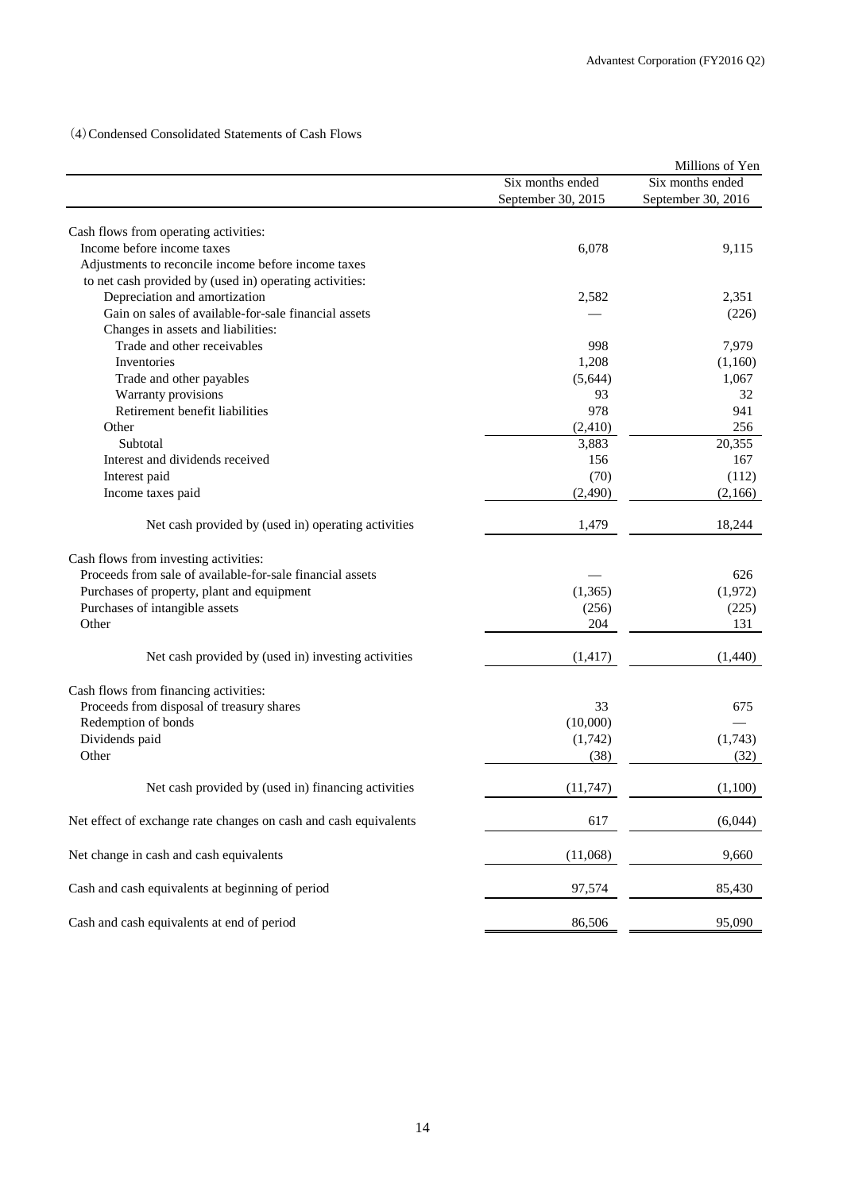（4）Condensed Consolidated Statements of Cash Flows

Millions of Yen

| | Six months ended September 30, 2015 | Six months ended September 30, 2016 |
|---|---|---|
| Cash flows from operating activities: | | |
| Income before income taxes | 6,078 | 9,115 |
| Adjustments to reconcile income before income taxes to net cash provided by (used in) operating activities: | | |
| Depreciation and amortization | 2,582 | 2,351 |
| Gain on sales of available-for-sale financial assets | — | (226) |
| Changes in assets and liabilities: | | |
| Trade and other receivables | 998 | 7,979 |
| Inventories | 1,208 | (1,160) |
| Trade and other payables | (5,644) | 1,067 |
| Warranty provisions | 93 | 32 |
| Retirement benefit liabilities | 978 | 941 |
| Other | (2,410) | 256 |
| Subtotal | 3,883 | 20,355 |
| Interest and dividends received | 156 | 167 |
| Interest paid | (70) | (112) |
| Income taxes paid | (2,490) | (2,166) |
| Net cash provided by (used in) operating activities | 1,479 | 18,244 |
| Cash flows from investing activities: | | |
| Proceeds from sale of available-for-sale financial assets | — | 626 |
| Purchases of property, plant and equipment | (1,365) | (1,972) |
| Purchases of intangible assets | (256) | (225) |
| Other | 204 | 131 |
| Net cash provided by (used in) investing activities | (1,417) | (1,440) |
| Cash flows from financing activities: | | |
| Proceeds from disposal of treasury shares | 33 | 675 |
| Redemption of bonds | (10,000) | — |
| Dividends paid | (1,742) | (1,743) |
| Other | (38) | (32) |
| Net cash provided by (used in) financing activities | (11,747) | (1,100) |
| Net effect of exchange rate changes on cash and cash equivalents | 617 | (6,044) |
| Net change in cash and cash equivalents | (11,068) | 9,660 |
| Cash and cash equivalents at beginning of period | 97,574 | 85,430 |
| Cash and cash equivalents at end of period | 86,506 | 95,090 |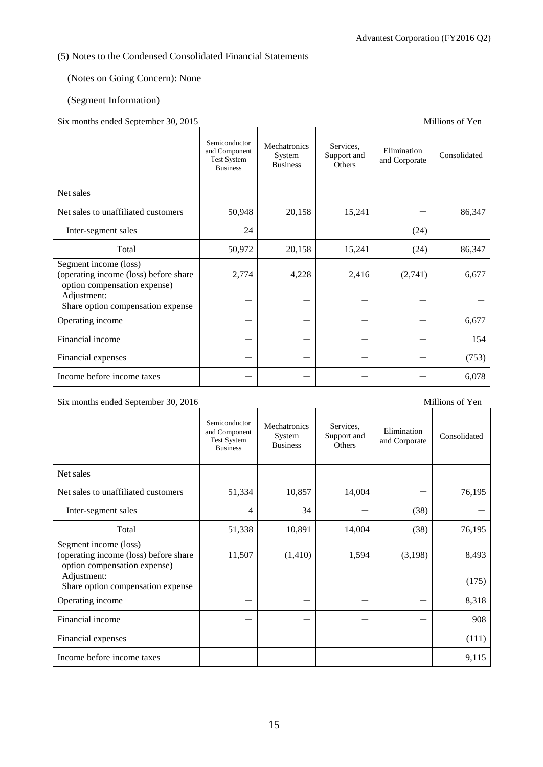(5) Notes to the Condensed Consolidated Financial Statements

(Notes on Going Concern): None

(Segment Information)

Six months ended September 30, 2015 — Millions of Yen

| | Semiconductor and Component Test System Business | Mechatronics System Business | Services, Support and Others | Elimination and Corporate | Consolidated |
|---|---|---|---|---|---|
| Net sales | | | | | |
| Net sales to unaffiliated customers | 50,948 | 20,158 | 15,241 | — | 86,347 |
| Inter-segment sales | 24 | — | — | (24) | — |
| Total | 50,972 | 20,158 | 15,241 | (24) | 86,347 |
| Segment income (loss) (operating income (loss) before share option compensation expense) | 2,774 | 4,228 | 2,416 | (2,741) | 6,677 |
| Adjustment: Share option compensation expense | — | — | — | — | — |
| Operating income | — | — | — | — | 6,677 |
| Financial income | — | — | — | — | 154 |
| Financial expenses | — | — | — | — | (753) |
| Income before income taxes | — | — | — | — | 6,078 |

Six months ended September 30, 2016 — Millions of Yen

| | Semiconductor and Component Test System Business | Mechatronics System Business | Services, Support and Others | Elimination and Corporate | Consolidated |
|---|---|---|---|---|---|
| Net sales | | | | | |
| Net sales to unaffiliated customers | 51,334 | 10,857 | 14,004 | — | 76,195 |
| Inter-segment sales | 4 | 34 | — | (38) | — |
| Total | 51,338 | 10,891 | 14,004 | (38) | 76,195 |
| Segment income (loss) (operating income (loss) before share option compensation expense) | 11,507 | (1,410) | 1,594 | (3,198) | 8,493 |
| Adjustment: Share option compensation expense | — | — | — | — | (175) |
| Operating income | — | — | — | — | 8,318 |
| Financial income | — | — | — | — | 908 |
| Financial expenses | — | — | — | — | (111) |
| Income before income taxes | — | — | — | — | 9,115 |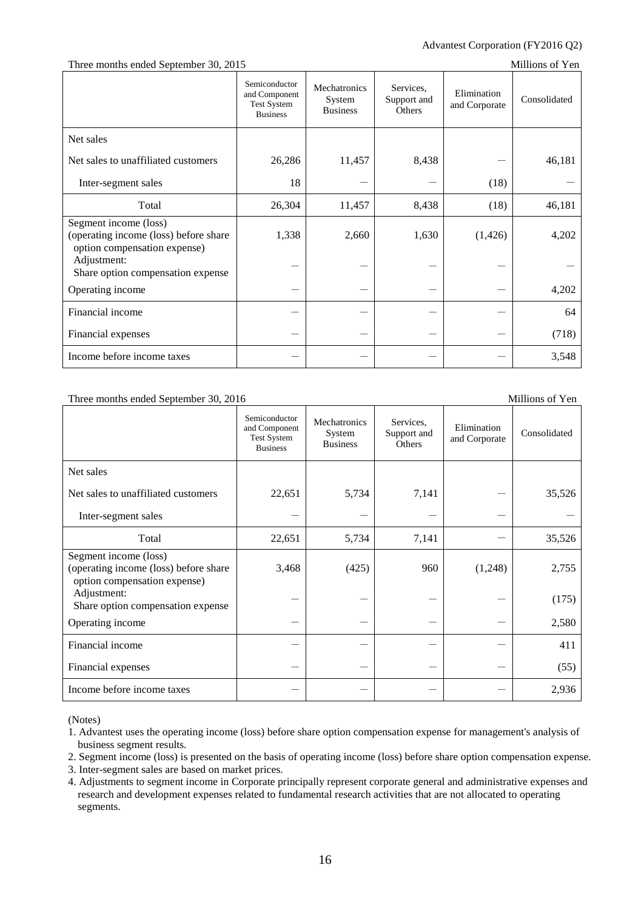Three months ended September 30, 2015 Millions of Yen

| | Semiconductor and Component Test System Business | Mechatronics System Business | Services, Support and Others | Elimination and Corporate | Consolidated |
|---|---|---|---|---|---|
| Net sales | | | | | |
| Net sales to unaffiliated customers | 26,286 | 11,457 | 8,438 | — | 46,181 |
| Inter-segment sales | 18 | — | — | (18) | — |
| Total | 26,304 | 11,457 | 8,438 | (18) | 46,181 |
| Segment income (loss) (operating income (loss) before share option compensation expense) | 1,338 | 2,660 | 1,630 | (1,426) | 4,202 |
| Adjustment: Share option compensation expense | — | — | — | — | — |
| Operating income | — | — | — | — | 4,202 |
| Financial income | — | — | — | — | 64 |
| Financial expenses | — | — | — | — | (718) |
| Income before income taxes | — | — | — | — | 3,548 |

Three months ended September 30, 2016 Millions of Yen

| | Semiconductor and Component Test System Business | Mechatronics System Business | Services, Support and Others | Elimination and Corporate | Consolidated |
|---|---|---|---|---|---|
| Net sales | | | | | |
| Net sales to unaffiliated customers | 22,651 | 5,734 | 7,141 | — | 35,526 |
| Inter-segment sales | — | — | — | — | — |
| Total | 22,651 | 5,734 | 7,141 | — | 35,526 |
| Segment income (loss) (operating income (loss) before share option compensation expense) | 3,468 | (425) | 960 | (1,248) | 2,755 |
| Adjustment: Share option compensation expense | — | — | — | — | (175) |
| Operating income | — | — | — | — | 2,580 |
| Financial income | — | — | — | — | 411 |
| Financial expenses | — | — | — | — | (55) |
| Income before income taxes | — | — | — | — | 2,936 |

(Notes)

1. Advantest uses the operating income (loss) before share option compensation expense for management's analysis of business segment results.
2. Segment income (loss) is presented on the basis of operating income (loss) before share option compensation expense.
3. Inter-segment sales are based on market prices.
4. Adjustments to segment income in Corporate principally represent corporate general and administrative expenses and research and development expenses related to fundamental research activities that are not allocated to operating segments.